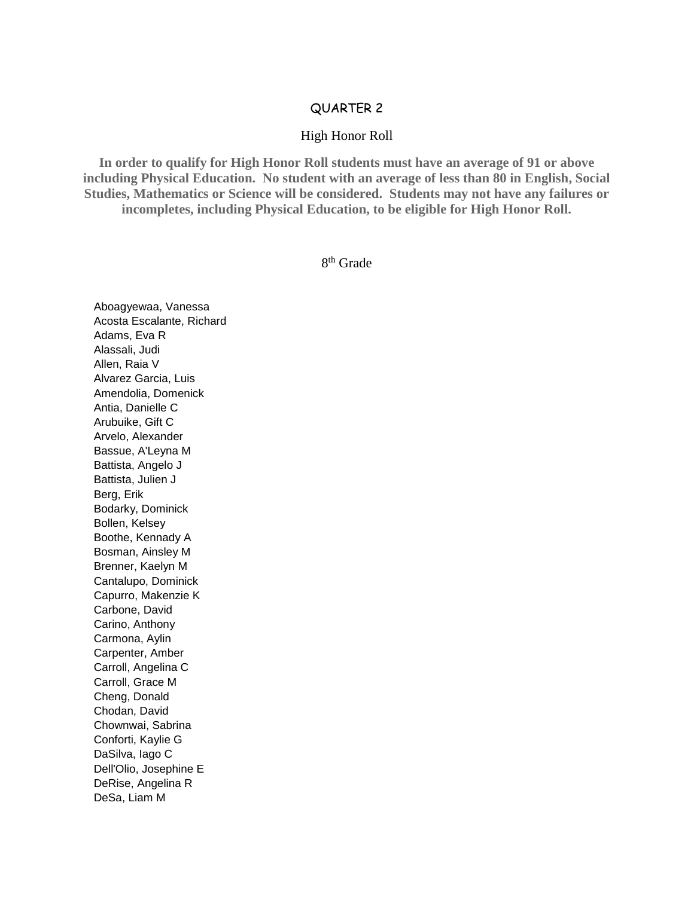# QUARTER 2

## High Honor Roll

**In order to qualify for High Honor Roll students must have an average of 91 or above including Physical Education. No student with an average of less than 80 in English, Social Studies, Mathematics or Science will be considered. Students may not have any failures or incompletes, including Physical Education, to be eligible for High Honor Roll.**

### 8th Grade

Aboagyewaa, Vanessa
Acosta Escalante, Richard
Adams, Eva R
Alassali, Judi
Allen, Raia V
Alvarez Garcia, Luis
Amendolia, Domenick
Antia, Danielle C
Arubuike, Gift C
Arvelo, Alexander
Bassue, A'Leyna M
Battista, Angelo J
Battista, Julien J
Berg, Erik
Bodarky, Dominick
Bollen, Kelsey
Boothe, Kennady A
Bosman, Ainsley M
Brenner, Kaelyn M
Cantalupo, Dominick
Capurro, Makenzie K
Carbone, David
Carino, Anthony
Carmona, Aylin
Carpenter, Amber
Carroll, Angelina C
Carroll, Grace M
Cheng, Donald
Chodan, David
Chownwai, Sabrina
Conforti, Kaylie G
DaSilva, Iago C
Dell'Olio, Josephine E
DeRise, Angelina R
DeSa, Liam M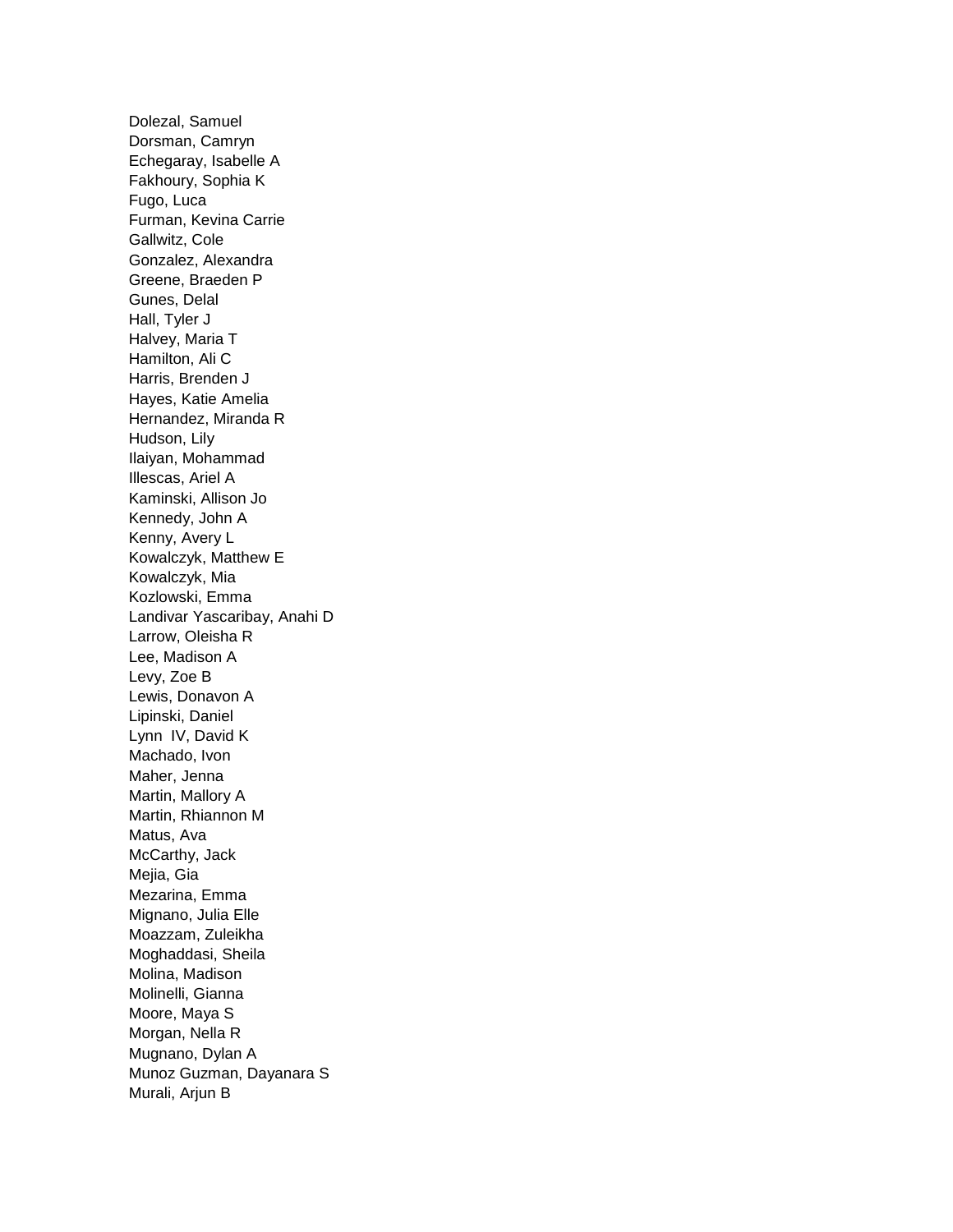Dolezal, Samuel
Dorsman, Camryn
Echegaray, Isabelle A
Fakhoury, Sophia K
Fugo, Luca
Furman, Kevina Carrie
Gallwitz, Cole
Gonzalez, Alexandra
Greene, Braeden P
Gunes, Delal
Hall, Tyler J
Halvey, Maria T
Hamilton, Ali C
Harris, Brenden J
Hayes, Katie Amelia
Hernandez, Miranda R
Hudson, Lily
Ilaiyan, Mohammad
Illescas, Ariel A
Kaminski, Allison Jo
Kennedy, John A
Kenny, Avery L
Kowalczyk, Matthew E
Kowalczyk, Mia
Kozlowski, Emma
Landivar Yascaribay, Anahi D
Larrow, Oleisha R
Lee, Madison A
Levy, Zoe B
Lewis, Donavon A
Lipinski, Daniel
Lynn IV, David K
Machado, Ivon
Maher, Jenna
Martin, Mallory A
Martin, Rhiannon M
Matus, Ava
McCarthy, Jack
Mejia, Gia
Mezarina, Emma
Mignano, Julia Elle
Moazzam, Zuleikha
Moghaddasi, Sheila
Molina, Madison
Molinelli, Gianna
Moore, Maya S
Morgan, Nella R
Mugnano, Dylan A
Munoz Guzman, Dayanara S
Murali, Arjun B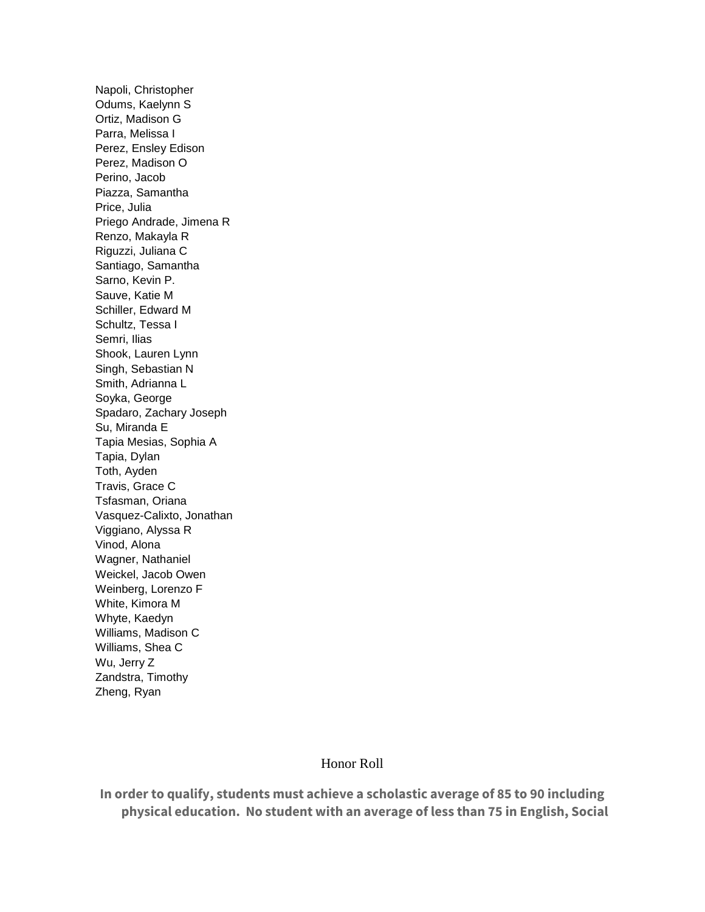Napoli, Christopher
Odums, Kaelynn S
Ortiz, Madison G
Parra, Melissa I
Perez, Ensley Edison
Perez, Madison O
Perino, Jacob
Piazza, Samantha
Price, Julia
Priego Andrade, Jimena R
Renzo, Makayla R
Riguzzi, Juliana C
Santiago, Samantha
Sarno, Kevin P.
Sauve, Katie M
Schiller, Edward M
Schultz, Tessa I
Semri, Ilias
Shook, Lauren Lynn
Singh, Sebastian N
Smith, Adrianna L
Soyka, George
Spadaro, Zachary Joseph
Su, Miranda E
Tapia Mesias, Sophia A
Tapia, Dylan
Toth, Ayden
Travis, Grace C
Tsfasman, Oriana
Vasquez-Calixto, Jonathan
Viggiano, Alyssa R
Vinod, Alona
Wagner, Nathaniel
Weickel, Jacob Owen
Weinberg, Lorenzo F
White, Kimora M
Whyte, Kaedyn
Williams, Madison C
Williams, Shea C
Wu, Jerry Z
Zandstra, Timothy
Zheng, Ryan

## Honor Roll

**In order to qualify, students must achieve a scholastic average of 85 to 90 including physical education. No student with an average of less than 75 in English, Social**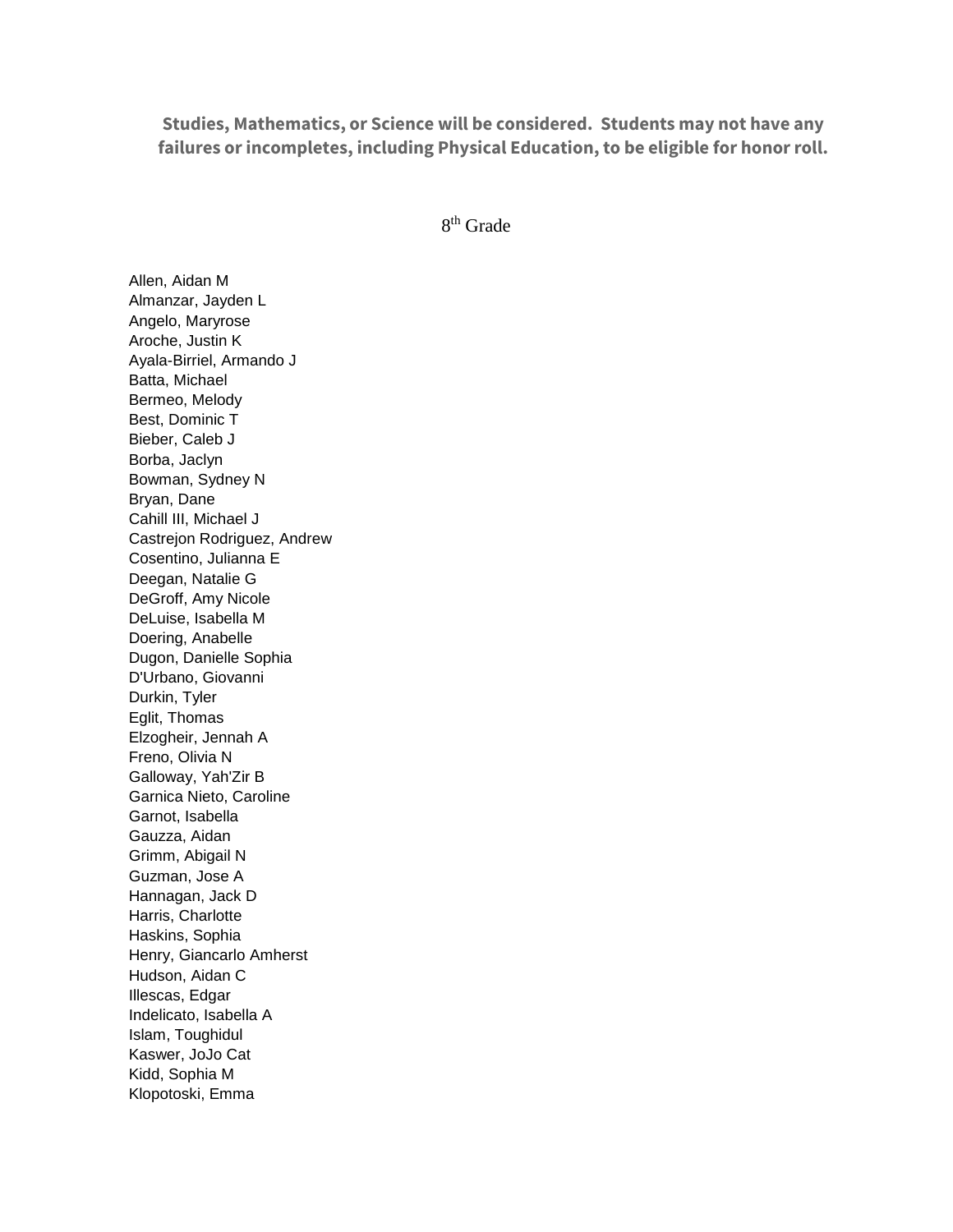**Studies, Mathematics, or Science will be considered. Students may not have any failures or incompletes, including Physical Education, to be eligible for honor roll.**

## 8th Grade

Allen, Aidan M
Almanzar, Jayden L
Angelo, Maryrose
Aroche, Justin K
Ayala-Birriel, Armando J
Batta, Michael
Bermeo, Melody
Best, Dominic T
Bieber, Caleb J
Borba, Jaclyn
Bowman, Sydney N
Bryan, Dane
Cahill III, Michael J
Castrejon Rodriguez, Andrew
Cosentino, Julianna E
Deegan, Natalie G
DeGroff, Amy Nicole
DeLuise, Isabella M
Doering, Anabelle
Dugon, Danielle Sophia
D'Urbano, Giovanni
Durkin, Tyler
Eglit, Thomas
Elzogheir, Jennah A
Freno, Olivia N
Galloway, Yah'Zir B
Garnica Nieto, Caroline
Garnot, Isabella
Gauzza, Aidan
Grimm, Abigail N
Guzman, Jose A
Hannagan, Jack D
Harris, Charlotte
Haskins, Sophia
Henry, Giancarlo Amherst
Hudson, Aidan C
Illescas, Edgar
Indelicato, Isabella A
Islam, Toughidul
Kaswer, JoJo Cat
Kidd, Sophia M
Klopotoski, Emma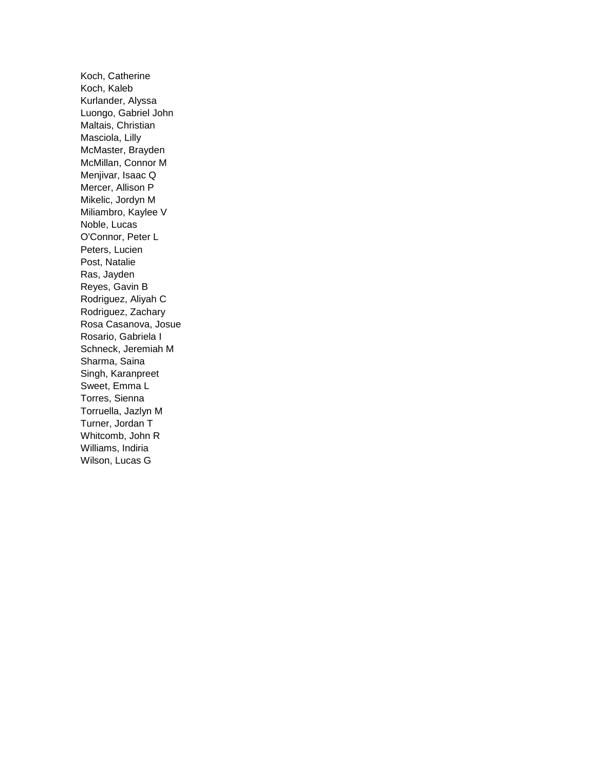Koch, Catherine
Koch, Kaleb
Kurlander, Alyssa
Luongo, Gabriel John
Maltais, Christian
Masciola, Lilly
McMaster, Brayden
McMillan, Connor M
Menjivar, Isaac Q
Mercer, Allison P
Mikelic, Jordyn M
Miliambro, Kaylee V
Noble, Lucas
O'Connor, Peter L
Peters, Lucien
Post, Natalie
Ras, Jayden
Reyes, Gavin B
Rodriguez, Aliyah C
Rodriguez, Zachary
Rosa Casanova, Josue
Rosario, Gabriela I
Schneck, Jeremiah M
Sharma, Saina
Singh, Karanpreet
Sweet, Emma L
Torres, Sienna
Torruella, Jazlyn M
Turner, Jordan T
Whitcomb, John R
Williams, Indiria
Wilson, Lucas G